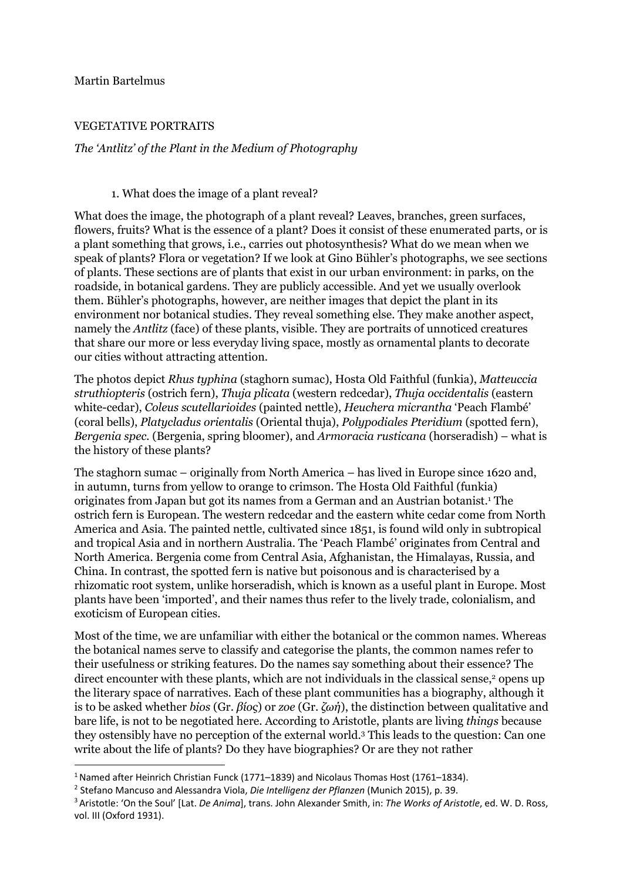Martin Bartelmus

# VEGETATIVE PORTRAITS

## *The 'Antlitz' of the Plant in the Medium of Photography*

### 1. What does the image of a plant reveal?

What does the image, the photograph of a plant reveal? Leaves, branches, green surfaces, flowers, fruits? What is the essence of a plant? Does it consist of these enumerated parts, or is a plant something that grows, i.e., carries out photosynthesis? What do we mean when we speak of plants? Flora or vegetation? If we look at Gino Bühler's photographs, we see sections of plants. These sections are of plants that exist in our urban environment: in parks, on the roadside, in botanical gardens. They are publicly accessible. And yet we usually overlook them. Bühler's photographs, however, are neither images that depict the plant in its environment nor botanical studies. They reveal something else. They make another aspect, namely the *Antlitz* (face) of these plants, visible. They are portraits of unnoticed creatures that share our more or less everyday living space, mostly as ornamental plants to decorate our cities without attracting attention.

The photos depict *Rhus typhina* (staghorn sumac), Hosta Old Faithful (funkia), *Matteuccia struthiopteris* (ostrich fern), *Thuja plicata* (western redcedar), *Thuja occidentalis* (eastern white-cedar), *Coleus scutellarioides* (painted nettle), *Heuchera micrantha* 'Peach Flambé' (coral bells), *Platycladus orientalis* (Oriental thuja), *Polypodiales Pteridium* (spotted fern), *Bergenia spec.* (Bergenia, spring bloomer), and *Armoracia rusticana* (horseradish) – what is the history of these plants?

The staghorn sumac – originally from North America – has lived in Europe since 1620 and, in autumn, turns from yellow to orange to crimson. The Hosta Old Faithful (funkia) originates from Japan but got its names from a German and an Austrian botanist.[1] The ostrich fern is European. The western redcedar and the eastern white cedar come from North America and Asia. The painted nettle, cultivated since 1851, is found wild only in subtropical and tropical Asia and in northern Australia. The 'Peach Flambé' originates from Central and North America. Bergenia come from Central Asia, Afghanistan, the Himalayas, Russia, and China. In contrast, the spotted fern is native but poisonous and is characterised by a rhizomatic root system, unlike horseradish, which is known as a useful plant in Europe. Most plants have been 'imported', and their names thus refer to the lively trade, colonialism, and exoticism of European cities.

Most of the time, we are unfamiliar with either the botanical or the common names. Whereas the botanical names serve to classify and categorise the plants, the common names refer to their usefulness or striking features. Do the names say something about their essence? The direct encounter with these plants, which are not individuals in the classical sense,[2] opens up the literary space of narratives. Each of these plant communities has a biography, although it is to be asked whether *bios* (Gr. *βίος*) or *zoe* (Gr. *ζωή*), the distinction between qualitative and bare life, is not to be negotiated here. According to Aristotle, plants are living *things* because they ostensibly have no perception of the external world.[3] This leads to the question: Can one write about the life of plants? Do they have biographies? Or are they not rather

---

[1] Named after Heinrich Christian Funck (1771–1839) and Nicolaus Thomas Host (1761–1834).

[2] Stefano Mancuso and Alessandra Viola, *Die Intelligenz der Pflanzen* (Munich 2015), p. 39.

[3] Aristotle: 'On the Soul' [Lat. *De Anima*], trans. John Alexander Smith, in: *The Works of Aristotle*, ed. W. D. Ross, vol. III (Oxford 1931).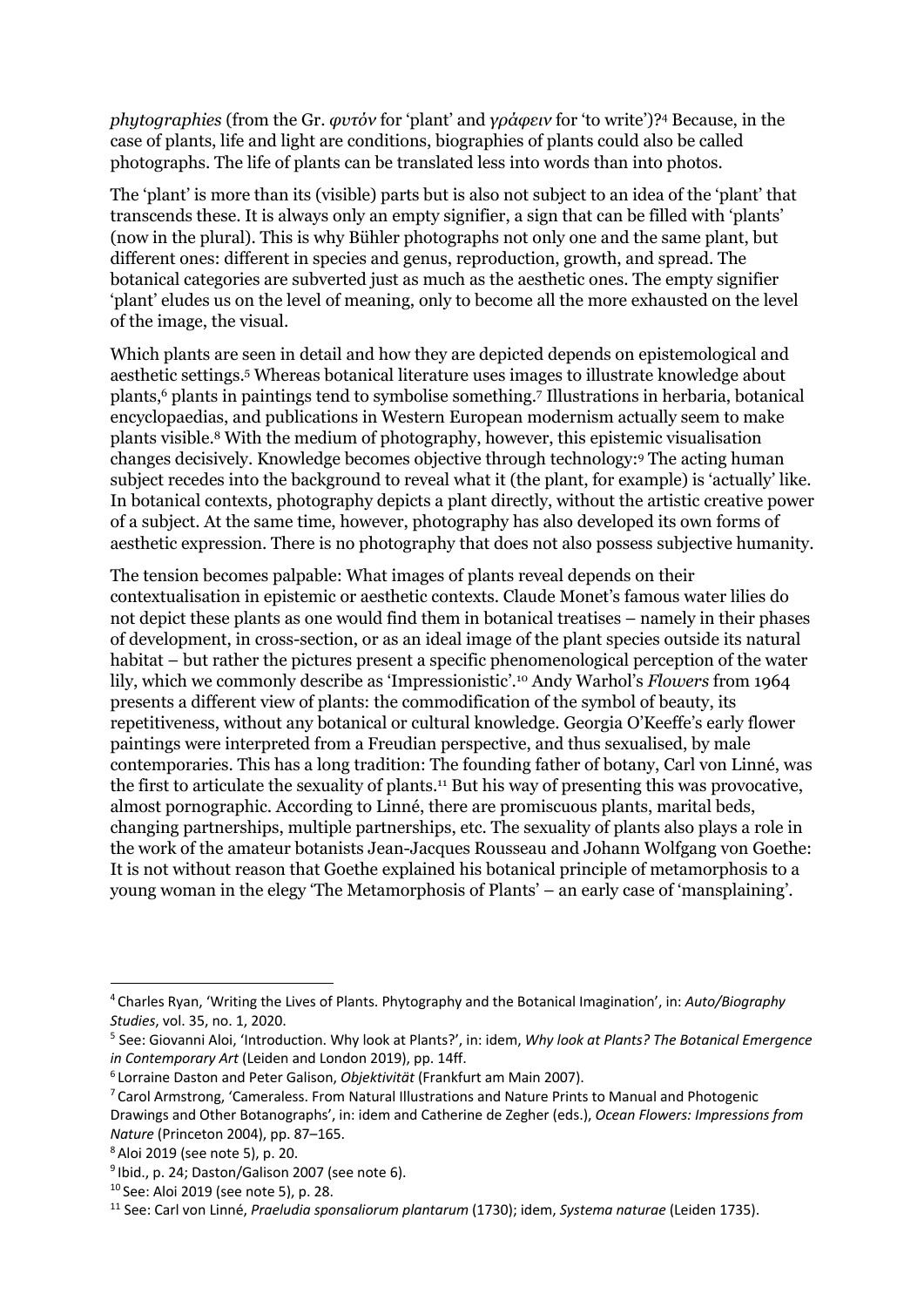*phytographies* (from the Gr. *φυτόν* for 'plant' and *γράφειν* for 'to write')?[4] Because, in the case of plants, life and light are conditions, biographies of plants could also be called photographs. The life of plants can be translated less into words than into photos.

The 'plant' is more than its (visible) parts but is also not subject to an idea of the 'plant' that transcends these. It is always only an empty signifier, a sign that can be filled with 'plants' (now in the plural). This is why Bühler photographs not only one and the same plant, but different ones: different in species and genus, reproduction, growth, and spread. The botanical categories are subverted just as much as the aesthetic ones. The empty signifier 'plant' eludes us on the level of meaning, only to become all the more exhausted on the level of the image, the visual.

Which plants are seen in detail and how they are depicted depends on epistemological and aesthetic settings.[5] Whereas botanical literature uses images to illustrate knowledge about plants,[6] plants in paintings tend to symbolise something.[7] Illustrations in herbaria, botanical encyclopaedias, and publications in Western European modernism actually seem to make plants visible.[8] With the medium of photography, however, this epistemic visualisation changes decisively. Knowledge becomes objective through technology:[9] The acting human subject recedes into the background to reveal what it (the plant, for example) is 'actually' like. In botanical contexts, photography depicts a plant directly, without the artistic creative power of a subject. At the same time, however, photography has also developed its own forms of aesthetic expression. There is no photography that does not also possess subjective humanity.

The tension becomes palpable: What images of plants reveal depends on their contextualisation in epistemic or aesthetic contexts. Claude Monet's famous water lilies do not depict these plants as one would find them in botanical treatises – namely in their phases of development, in cross-section, or as an ideal image of the plant species outside its natural habitat – but rather the pictures present a specific phenomenological perception of the water lily, which we commonly describe as 'Impressionistic'.[10] Andy Warhol's *Flowers* from 1964 presents a different view of plants: the commodification of the symbol of beauty, its repetitiveness, without any botanical or cultural knowledge. Georgia O'Keeffe's early flower paintings were interpreted from a Freudian perspective, and thus sexualised, by male contemporaries. This has a long tradition: The founding father of botany, Carl von Linné, was the first to articulate the sexuality of plants.[11] But his way of presenting this was provocative, almost pornographic. According to Linné, there are promiscuous plants, marital beds, changing partnerships, multiple partnerships, etc. The sexuality of plants also plays a role in the work of the amateur botanists Jean-Jacques Rousseau and Johann Wolfgang von Goethe: It is not without reason that Goethe explained his botanical principle of metamorphosis to a young woman in the elegy 'The Metamorphosis of Plants' – an early case of 'mansplaining'.

---

[4] Charles Ryan, 'Writing the Lives of Plants. Phytography and the Botanical Imagination', in: *Auto/Biography Studies*, vol. 35, no. 1, 2020.

[5] See: Giovanni Aloi, 'Introduction. Why look at Plants?', in: idem, *Why look at Plants? The Botanical Emergence in Contemporary Art* (Leiden and London 2019), pp. 14ff.

[6] Lorraine Daston and Peter Galison, *Objektivität* (Frankfurt am Main 2007).

[7] Carol Armstrong, 'Cameraless. From Natural Illustrations and Nature Prints to Manual and Photogenic Drawings and Other Botanographs', in: idem and Catherine de Zegher (eds.), *Ocean Flowers: Impressions from Nature* (Princeton 2004), pp. 87–165.

[8] Aloi 2019 (see note 5), p. 20.

[9] Ibid., p. 24; Daston/Galison 2007 (see note 6).

[10] See: Aloi 2019 (see note 5), p. 28.

[11] See: Carl von Linné, *Praeludia sponsaliorum plantarum* (1730); idem, *Systema naturae* (Leiden 1735).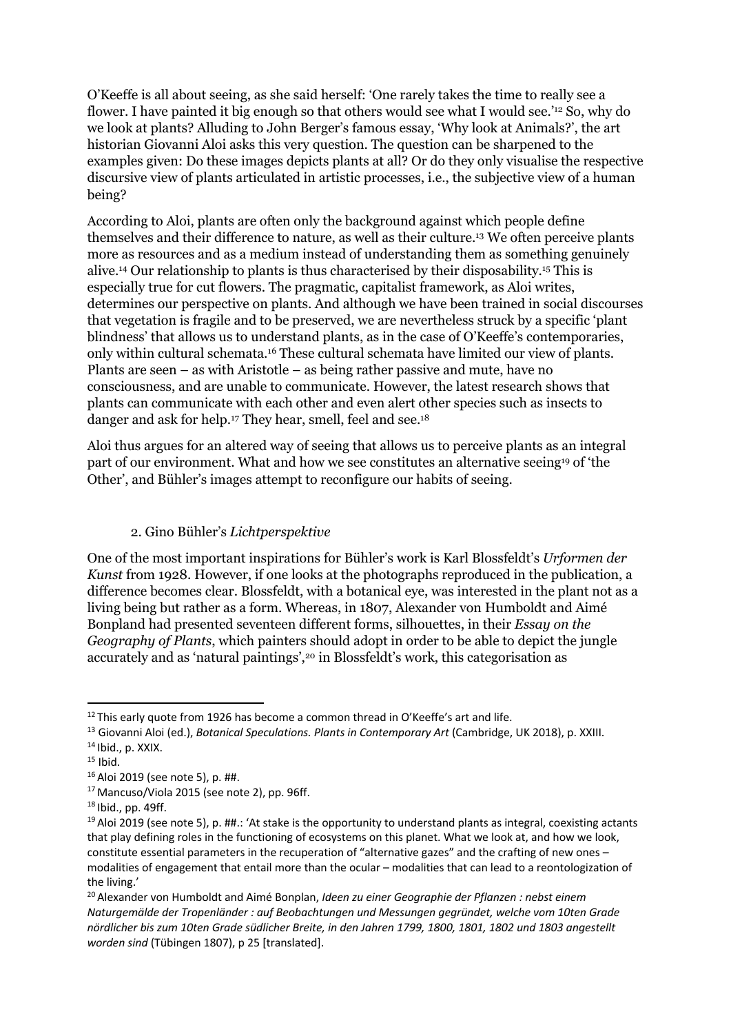O'Keeffe is all about seeing, as she said herself: 'One rarely takes the time to really see a flower. I have painted it big enough so that others would see what I would see.'[12] So, why do we look at plants? Alluding to John Berger's famous essay, 'Why look at Animals?', the art historian Giovanni Aloi asks this very question. The question can be sharpened to the examples given: Do these images depicts plants at all? Or do they only visualise the respective discursive view of plants articulated in artistic processes, i.e., the subjective view of a human being?

According to Aloi, plants are often only the background against which people define themselves and their difference to nature, as well as their culture.[13] We often perceive plants more as resources and as a medium instead of understanding them as something genuinely alive.[14] Our relationship to plants is thus characterised by their disposability.[15] This is especially true for cut flowers. The pragmatic, capitalist framework, as Aloi writes, determines our perspective on plants. And although we have been trained in social discourses that vegetation is fragile and to be preserved, we are nevertheless struck by a specific 'plant blindness' that allows us to understand plants, as in the case of O'Keeffe's contemporaries, only within cultural schemata.[16] These cultural schemata have limited our view of plants. Plants are seen – as with Aristotle – as being rather passive and mute, have no consciousness, and are unable to communicate. However, the latest research shows that plants can communicate with each other and even alert other species such as insects to danger and ask for help.[17] They hear, smell, feel and see.[18]

Aloi thus argues for an altered way of seeing that allows us to perceive plants as an integral part of our environment. What and how we see constitutes an alternative seeing[19] of 'the Other', and Bühler's images attempt to reconfigure our habits of seeing.

## 2. Gino Bühler's *Lichtperspektive*

One of the most important inspirations for Bühler's work is Karl Blossfeldt's *Urformen der Kunst* from 1928. However, if one looks at the photographs reproduced in the publication, a difference becomes clear. Blossfeldt, with a botanical eye, was interested in the plant not as a living being but rather as a form. Whereas, in 1807, Alexander von Humboldt and Aimé Bonpland had presented seventeen different forms, silhouettes, in their *Essay on the Geography of Plants*, which painters should adopt in order to be able to depict the jungle accurately and as 'natural paintings',[20] in Blossfeldt's work, this categorisation as

---

[12] This early quote from 1926 has become a common thread in O'Keeffe's art and life.

[13] Giovanni Aloi (ed.), *Botanical Speculations. Plants in Contemporary Art* (Cambridge, UK 2018), p. XXIII.

[14] Ibid., p. XXIX.

[15] Ibid.

[16] Aloi 2019 (see note 5), p. ##.

[17] Mancuso/Viola 2015 (see note 2), pp. 96ff.

[18] Ibid., pp. 49ff.

[19] Aloi 2019 (see note 5), p. ##.: 'At stake is the opportunity to understand plants as integral, coexisting actants that play defining roles in the functioning of ecosystems on this planet. What we look at, and how we look, constitute essential parameters in the recuperation of "alternative gazes" and the crafting of new ones – modalities of engagement that entail more than the ocular – modalities that can lead to a reontologization of the living.'

[20] Alexander von Humboldt and Aimé Bonplan, *Ideen zu einer Geographie der Pflanzen : nebst einem Naturgemälde der Tropenländer : auf Beobachtungen und Messungen gegründet, welche vom 10ten Grade nördlicher bis zum 10ten Grade südlicher Breite, in den Jahren 1799, 1800, 1801, 1802 und 1803 angestellt worden sind* (Tübingen 1807), p 25 [translated].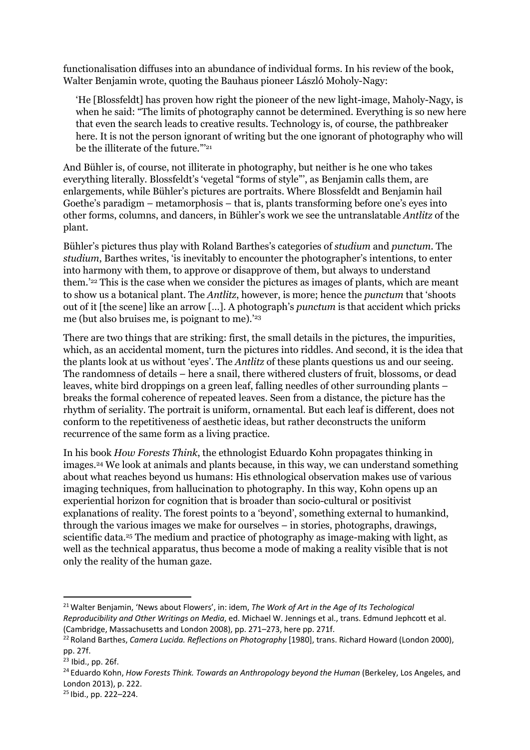functionalisation diffuses into an abundance of individual forms. In his review of the book, Walter Benjamin wrote, quoting the Bauhaus pioneer László Moholy-Nagy:

> 'He [Blossfeldt] has proven how right the pioneer of the new light-image, Maholy-Nagy, is when he said: "The limits of photography cannot be determined. Everything is so new here that even the search leads to creative results. Technology is, of course, the pathbreaker here. It is not the person ignorant of writing but the one ignorant of photography who will be the illiterate of the future."'[21]

And Bühler is, of course, not illiterate in photography, but neither is he one who takes everything literally. Blossfeldt's 'vegetal "forms of style"', as Benjamin calls them, are enlargements, while Bühler's pictures are portraits. Where Blossfeldt and Benjamin hail Goethe's paradigm – metamorphosis – that is, plants transforming before one's eyes into other forms, columns, and dancers, in Bühler's work we see the untranslatable *Antlitz* of the plant.

Bühler's pictures thus play with Roland Barthes's categories of *studium* and *punctum*. The *studium*, Barthes writes, 'is inevitably to encounter the photographer's intentions, to enter into harmony with them, to approve or disapprove of them, but always to understand them.'[22] This is the case when we consider the pictures as images of plants, which are meant to show us a botanical plant. The *Antlitz*, however, is more; hence the *punctum* that 'shoots out of it [the scene] like an arrow [...]. A photograph's *punctum* is that accident which pricks me (but also bruises me, is poignant to me).'[23]

There are two things that are striking: first, the small details in the pictures, the impurities, which, as an accidental moment, turn the pictures into riddles. And second, it is the idea that the plants look at us without 'eyes'. The *Antlitz* of these plants questions us and our seeing. The randomness of details – here a snail, there withered clusters of fruit, blossoms, or dead leaves, white bird droppings on a green leaf, falling needles of other surrounding plants – breaks the formal coherence of repeated leaves. Seen from a distance, the picture has the rhythm of seriality. The portrait is uniform, ornamental. But each leaf is different, does not conform to the repetitiveness of aesthetic ideas, but rather deconstructs the uniform recurrence of the same form as a living practice.

In his book *How Forests Think*, the ethnologist Eduardo Kohn propagates thinking in images.[24] We look at animals and plants because, in this way, we can understand something about what reaches beyond us humans: His ethnological observation makes use of various imaging techniques, from hallucination to photography. In this way, Kohn opens up an experiential horizon for cognition that is broader than socio-cultural or positivist explanations of reality. The forest points to a 'beyond', something external to humankind, through the various images we make for ourselves – in stories, photographs, drawings, scientific data.[25] The medium and practice of photography as image-making with light, as well as the technical apparatus, thus become a mode of making a reality visible that is not only the reality of the human gaze.

---

[21] Walter Benjamin, 'News about Flowers', in: idem, *The Work of Art in the Age of Its Techological Reproducibility and Other Writings on Media*, ed. Michael W. Jennings et al., trans. Edmund Jephcott et al. (Cambridge, Massachusetts and London 2008), pp. 271–273, here pp. 271f.

[22] Roland Barthes, *Camera Lucida. Reflections on Photography* [1980], trans. Richard Howard (London 2000), pp. 27f.

[23] Ibid., pp. 26f.

[24] Eduardo Kohn, *How Forests Think. Towards an Anthropology beyond the Human* (Berkeley, Los Angeles, and London 2013), p. 222.

[25] Ibid., pp. 222–224.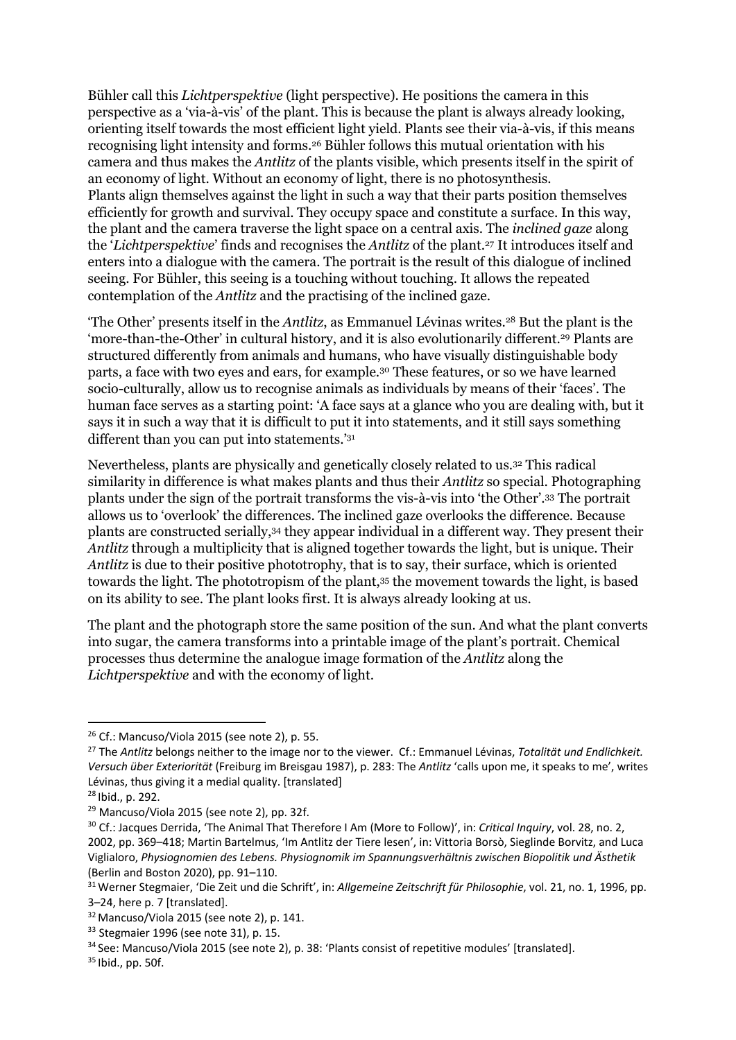Bühler call this *Lichtperspektive* (light perspective). He positions the camera in this perspective as a 'via-à-vis' of the plant. This is because the plant is always already looking, orienting itself towards the most efficient light yield. Plants see their via-à-vis, if this means recognising light intensity and forms.[26] Bühler follows this mutual orientation with his camera and thus makes the *Antlitz* of the plants visible, which presents itself in the spirit of an economy of light. Without an economy of light, there is no photosynthesis.
Plants align themselves against the light in such a way that their parts position themselves efficiently for growth and survival. They occupy space and constitute a surface. In this way, the plant and the camera traverse the light space on a central axis. The *inclined gaze* along the '*Lichtperspektive*' finds and recognises the *Antlitz* of the plant.[27] It introduces itself and enters into a dialogue with the camera. The portrait is the result of this dialogue of inclined seeing. For Bühler, this seeing is a touching without touching. It allows the repeated contemplation of the *Antlitz* and the practising of the inclined gaze.

'The Other' presents itself in the *Antlitz*, as Emmanuel Lévinas writes.[28] But the plant is the 'more-than-the-Other' in cultural history, and it is also evolutionarily different.[29] Plants are structured differently from animals and humans, who have visually distinguishable body parts, a face with two eyes and ears, for example.[30] These features, or so we have learned socio-culturally, allow us to recognise animals as individuals by means of their 'faces'. The human face serves as a starting point: 'A face says at a glance who you are dealing with, but it says it in such a way that it is difficult to put it into statements, and it still says something different than you can put into statements.'[31]

Nevertheless, plants are physically and genetically closely related to us.[32] This radical similarity in difference is what makes plants and thus their *Antlitz* so special. Photographing plants under the sign of the portrait transforms the vis-à-vis into 'the Other'.[33] The portrait allows us to 'overlook' the differences. The inclined gaze overlooks the difference. Because plants are constructed serially,[34] they appear individual in a different way. They present their *Antlitz* through a multiplicity that is aligned together towards the light, but is unique. Their *Antlitz* is due to their positive phototrophy, that is to say, their surface, which is oriented towards the light. The phototropism of the plant,[35] the movement towards the light, is based on its ability to see. The plant looks first. It is always already looking at us.

The plant and the photograph store the same position of the sun. And what the plant converts into sugar, the camera transforms into a printable image of the plant's portrait. Chemical processes thus determine the analogue image formation of the *Antlitz* along the *Lichtperspektive* and with the economy of light.

---

[26] Cf.: Mancuso/Viola 2015 (see note 2), p. 55.

[27] The *Antlitz* belongs neither to the image nor to the viewer. Cf.: Emmanuel Lévinas, *Totalität und Endlichkeit. Versuch über Exteriorität* (Freiburg im Breisgau 1987), p. 283: The *Antlitz* 'calls upon me, it speaks to me', writes Lévinas, thus giving it a medial quality. [translated]

[28] Ibid., p. 292.

[29] Mancuso/Viola 2015 (see note 2), pp. 32f.

[30] Cf.: Jacques Derrida, 'The Animal That Therefore I Am (More to Follow)', in: *Critical Inquiry*, vol. 28, no. 2, 2002, pp. 369–418; Martin Bartelmus, 'Im Antlitz der Tiere lesen', in: Vittoria Borsò, Sieglinde Borvitz, and Luca Viglialoro, *Physiognomien des Lebens. Physiognomik im Spannungsverhältnis zwischen Biopolitik und Ästhetik* (Berlin and Boston 2020), pp. 91–110.

[31] Werner Stegmaier, 'Die Zeit und die Schrift', in: *Allgemeine Zeitschrift für Philosophie*, vol. 21, no. 1, 1996, pp. 3–24, here p. 7 [translated].

[32] Mancuso/Viola 2015 (see note 2), p. 141.

[33] Stegmaier 1996 (see note 31), p. 15.

[34] See: Mancuso/Viola 2015 (see note 2), p. 38: 'Plants consist of repetitive modules' [translated].

[35] Ibid., pp. 50f.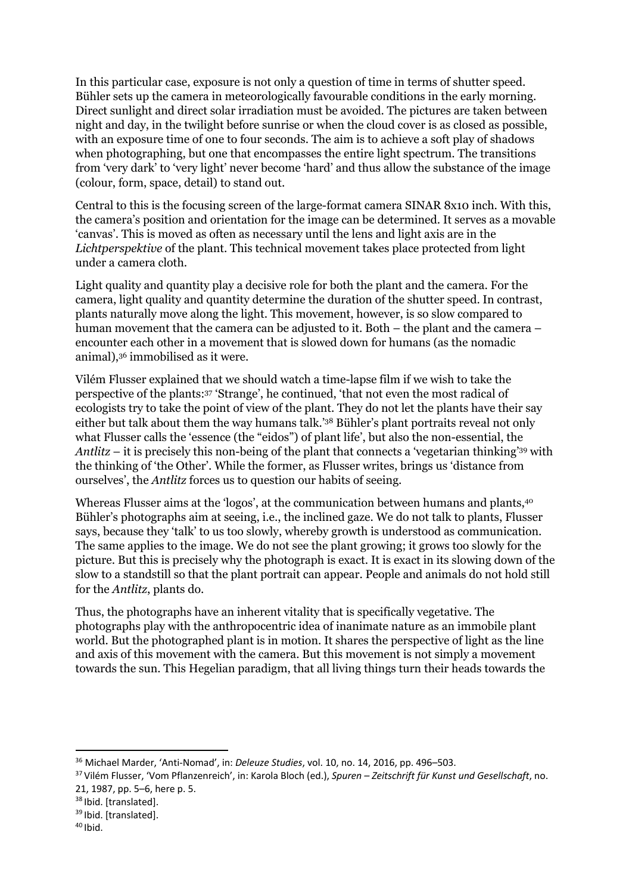In this particular case, exposure is not only a question of time in terms of shutter speed. Bühler sets up the camera in meteorologically favourable conditions in the early morning. Direct sunlight and direct solar irradiation must be avoided. The pictures are taken between night and day, in the twilight before sunrise or when the cloud cover is as closed as possible, with an exposure time of one to four seconds. The aim is to achieve a soft play of shadows when photographing, but one that encompasses the entire light spectrum. The transitions from 'very dark' to 'very light' never become 'hard' and thus allow the substance of the image (colour, form, space, detail) to stand out.

Central to this is the focusing screen of the large-format camera SINAR 8x10 inch. With this, the camera's position and orientation for the image can be determined. It serves as a movable 'canvas'. This is moved as often as necessary until the lens and light axis are in the *Lichtperspektive* of the plant. This technical movement takes place protected from light under a camera cloth.

Light quality and quantity play a decisive role for both the plant and the camera. For the camera, light quality and quantity determine the duration of the shutter speed. In contrast, plants naturally move along the light. This movement, however, is so slow compared to human movement that the camera can be adjusted to it. Both – the plant and the camera – encounter each other in a movement that is slowed down for humans (as the nomadic animal),[36] immobilised as it were.

Vilém Flusser explained that we should watch a time-lapse film if we wish to take the perspective of the plants:[37] 'Strange', he continued, 'that not even the most radical of ecologists try to take the point of view of the plant. They do not let the plants have their say either but talk about them the way humans talk.'[38] Bühler's plant portraits reveal not only what Flusser calls the 'essence (the "eidos") of plant life', but also the non-essential, the *Antlitz* – it is precisely this non-being of the plant that connects a 'vegetarian thinking'[39] with the thinking of 'the Other'. While the former, as Flusser writes, brings us 'distance from ourselves', the *Antlitz* forces us to question our habits of seeing.

Whereas Flusser aims at the 'logos', at the communication between humans and plants,[40] Bühler's photographs aim at seeing, i.e., the inclined gaze. We do not talk to plants, Flusser says, because they 'talk' to us too slowly, whereby growth is understood as communication. The same applies to the image. We do not see the plant growing; it grows too slowly for the picture. But this is precisely why the photograph is exact. It is exact in its slowing down of the slow to a standstill so that the plant portrait can appear. People and animals do not hold still for the *Antlitz*, plants do.

Thus, the photographs have an inherent vitality that is specifically vegetative. The photographs play with the anthropocentric idea of inanimate nature as an immobile plant world. But the photographed plant is in motion. It shares the perspective of light as the line and axis of this movement with the camera. But this movement is not simply a movement towards the sun. This Hegelian paradigm, that all living things turn their heads towards the

---

[36] Michael Marder, 'Anti-Nomad', in: *Deleuze Studies*, vol. 10, no. 14, 2016, pp. 496–503.

[37] Vilém Flusser, 'Vom Pflanzenreich', in: Karola Bloch (ed.), *Spuren – Zeitschrift für Kunst und Gesellschaft*, no. 21, 1987, pp. 5–6, here p. 5.

[38] Ibid. [translated].

[39] Ibid. [translated].

[40] Ibid.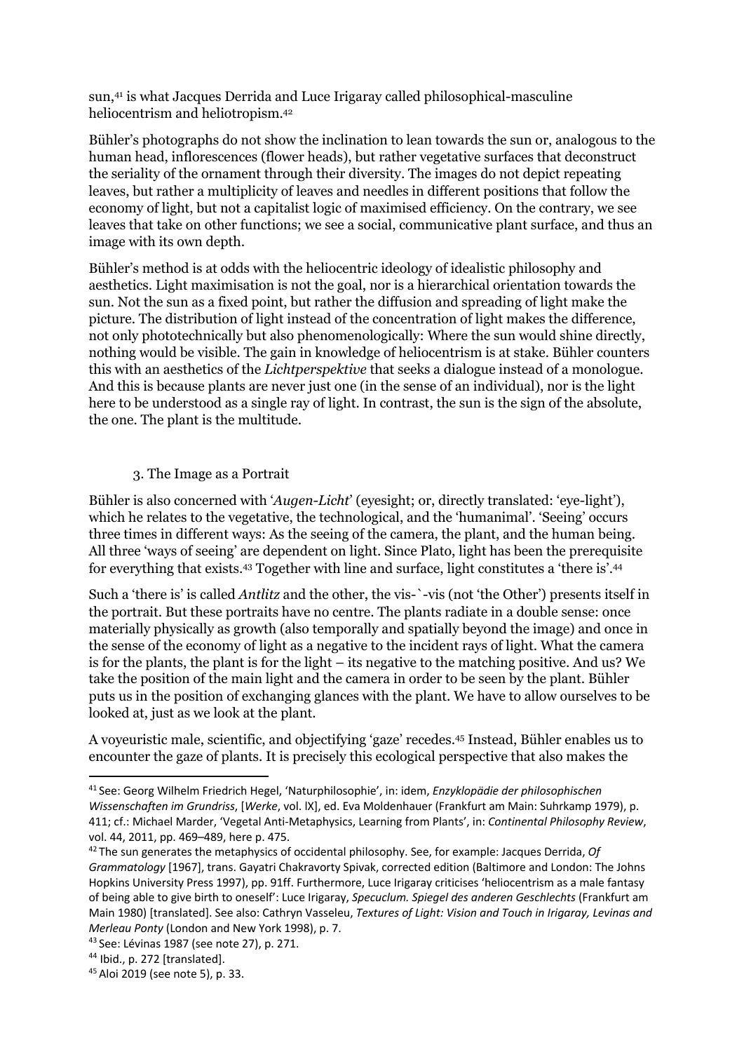sun,[41] is what Jacques Derrida and Luce Irigaray called philosophical-masculine heliocentrism and heliotropism.[42]

Bühler's photographs do not show the inclination to lean towards the sun or, analogous to the human head, inflorescences (flower heads), but rather vegetative surfaces that deconstruct the seriality of the ornament through their diversity. The images do not depict repeating leaves, but rather a multiplicity of leaves and needles in different positions that follow the economy of light, but not a capitalist logic of maximised efficiency. On the contrary, we see leaves that take on other functions; we see a social, communicative plant surface, and thus an image with its own depth.

Bühler's method is at odds with the heliocentric ideology of idealistic philosophy and aesthetics. Light maximisation is not the goal, nor is a hierarchical orientation towards the sun. Not the sun as a fixed point, but rather the diffusion and spreading of light make the picture. The distribution of light instead of the concentration of light makes the difference, not only phototechnically but also phenomenologically: Where the sun would shine directly, nothing would be visible. The gain in knowledge of heliocentrism is at stake. Bühler counters this with an aesthetics of the *Lichtperspektive* that seeks a dialogue instead of a monologue. And this is because plants are never just one (in the sense of an individual), nor is the light here to be understood as a single ray of light. In contrast, the sun is the sign of the absolute, the one. The plant is the multitude.

## 3. The Image as a Portrait

Bühler is also concerned with '*Augen-Licht*' (eyesight; or, directly translated: 'eye-light'), which he relates to the vegetative, the technological, and the 'humanimal'. 'Seeing' occurs three times in different ways: As the seeing of the camera, the plant, and the human being. All three 'ways of seeing' are dependent on light. Since Plato, light has been the prerequisite for everything that exists.[43] Together with line and surface, light constitutes a 'there is'.[44]

Such a 'there is' is called *Antlitz* and the other, the vis-`-vis (not 'the Other') presents itself in the portrait. But these portraits have no centre. The plants radiate in a double sense: once materially physically as growth (also temporally and spatially beyond the image) and once in the sense of the economy of light as a negative to the incident rays of light. What the camera is for the plants, the plant is for the light – its negative to the matching positive. And us? We take the position of the main light and the camera in order to be seen by the plant. Bühler puts us in the position of exchanging glances with the plant. We have to allow ourselves to be looked at, just as we look at the plant.

A voyeuristic male, scientific, and objectifying 'gaze' recedes.[45] Instead, Bühler enables us to encounter the gaze of plants. It is precisely this ecological perspective that also makes the

---

[41] See: Georg Wilhelm Friedrich Hegel, 'Naturphilosophie', in: idem, *Enzyklopädie der philosophischen Wissenschaften im Grundriss*, [*Werke*, vol. IX], ed. Eva Moldenhauer (Frankfurt am Main: Suhrkamp 1979), p. 411; cf.: Michael Marder, 'Vegetal Anti-Metaphysics, Learning from Plants', in: *Continental Philosophy Review*, vol. 44, 2011, pp. 469–489, here p. 475.

[42] The sun generates the metaphysics of occidental philosophy. See, for example: Jacques Derrida, *Of Grammatology* [1967], trans. Gayatri Chakravorty Spivak, corrected edition (Baltimore and London: The Johns Hopkins University Press 1997), pp. 91ff. Furthermore, Luce Irigaray criticises 'heliocentrism as a male fantasy of being able to give birth to oneself': Luce Irigaray, *Specuclum. Spiegel des anderen Geschlechts* (Frankfurt am Main 1980) [translated]. See also: Cathryn Vasseleu, *Textures of Light: Vision and Touch in Irigaray, Levinas and Merleau Ponty* (London and New York 1998), p. 7.

[43] See: Lévinas 1987 (see note 27), p. 271.

[44] Ibid., p. 272 [translated].

[45] Aloi 2019 (see note 5), p. 33.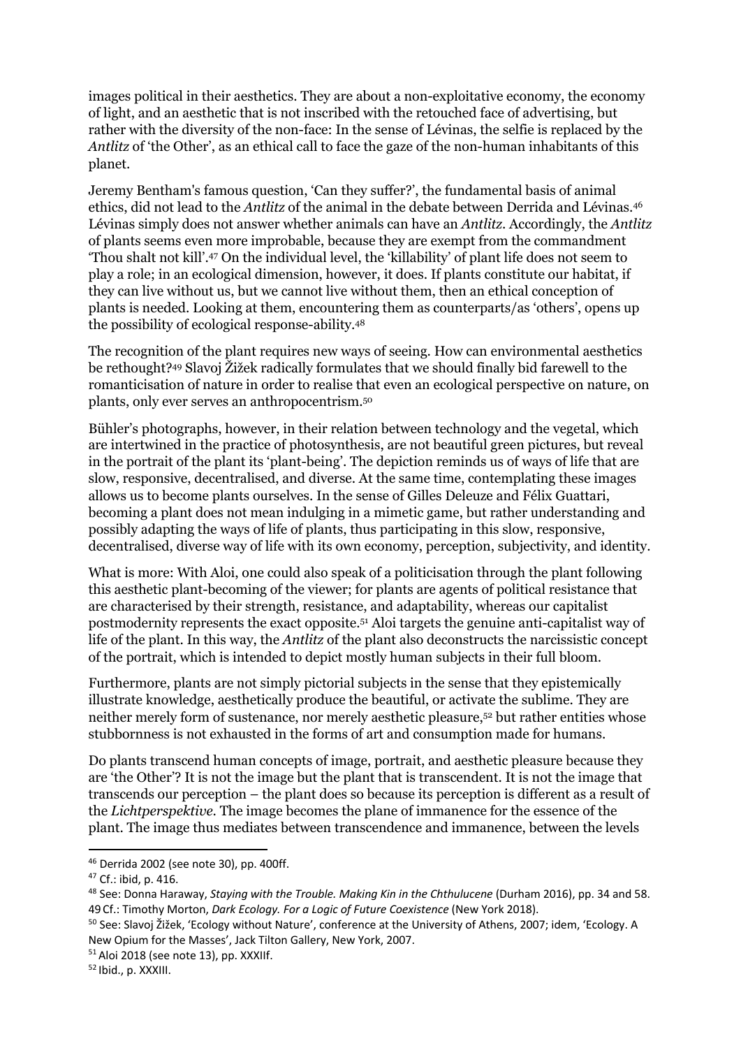images political in their aesthetics. They are about a non-exploitative economy, the economy of light, and an aesthetic that is not inscribed with the retouched face of advertising, but rather with the diversity of the non-face: In the sense of Lévinas, the selfie is replaced by the *Antlitz* of 'the Other', as an ethical call to face the gaze of the non-human inhabitants of this planet.

Jeremy Bentham's famous question, 'Can they suffer?', the fundamental basis of animal ethics, did not lead to the *Antlitz* of the animal in the debate between Derrida and Lévinas.[46] Lévinas simply does not answer whether animals can have an *Antlitz*. Accordingly, the *Antlitz* of plants seems even more improbable, because they are exempt from the commandment 'Thou shalt not kill'.[47] On the individual level, the 'killability' of plant life does not seem to play a role; in an ecological dimension, however, it does. If plants constitute our habitat, if they can live without us, but we cannot live without them, then an ethical conception of plants is needed. Looking at them, encountering them as counterparts/as 'others', opens up the possibility of ecological response-ability.[48]

The recognition of the plant requires new ways of seeing. How can environmental aesthetics be rethought?[49] Slavoj Žižek radically formulates that we should finally bid farewell to the romanticisation of nature in order to realise that even an ecological perspective on nature, on plants, only ever serves an anthropocentrism.[50]

Bühler's photographs, however, in their relation between technology and the vegetal, which are intertwined in the practice of photosynthesis, are not beautiful green pictures, but reveal in the portrait of the plant its 'plant-being'. The depiction reminds us of ways of life that are slow, responsive, decentralised, and diverse. At the same time, contemplating these images allows us to become plants ourselves. In the sense of Gilles Deleuze and Félix Guattari, becoming a plant does not mean indulging in a mimetic game, but rather understanding and possibly adapting the ways of life of plants, thus participating in this slow, responsive, decentralised, diverse way of life with its own economy, perception, subjectivity, and identity.

What is more: With Aloi, one could also speak of a politicisation through the plant following this aesthetic plant-becoming of the viewer; for plants are agents of political resistance that are characterised by their strength, resistance, and adaptability, whereas our capitalist postmodernity represents the exact opposite.[51] Aloi targets the genuine anti-capitalist way of life of the plant. In this way, the *Antlitz* of the plant also deconstructs the narcissistic concept of the portrait, which is intended to depict mostly human subjects in their full bloom.

Furthermore, plants are not simply pictorial subjects in the sense that they epistemically illustrate knowledge, aesthetically produce the beautiful, or activate the sublime. They are neither merely form of sustenance, nor merely aesthetic pleasure,[52] but rather entities whose stubbornness is not exhausted in the forms of art and consumption made for humans.

Do plants transcend human concepts of image, portrait, and aesthetic pleasure because they are 'the Other'? It is not the image but the plant that is transcendent. It is not the image that transcends our perception – the plant does so because its perception is different as a result of the *Lichtperspektive*. The image becomes the plane of immanence for the essence of the plant. The image thus mediates between transcendence and immanence, between the levels

---

[46] Derrida 2002 (see note 30), pp. 400ff.

[47] Cf.: ibid, p. 416.

[48] See: Donna Haraway, *Staying with the Trouble. Making Kin in the Chthulucene* (Durham 2016), pp. 34 and 58.

[49] Cf.: Timothy Morton, *Dark Ecology. For a Logic of Future Coexistence* (New York 2018).

[50] See: Slavoj Žižek, 'Ecology without Nature', conference at the University of Athens, 2007; idem, 'Ecology. A New Opium for the Masses', Jack Tilton Gallery, New York, 2007.

[51] Aloi 2018 (see note 13), pp. XXXIIf.

[52] Ibid., p. XXXIII.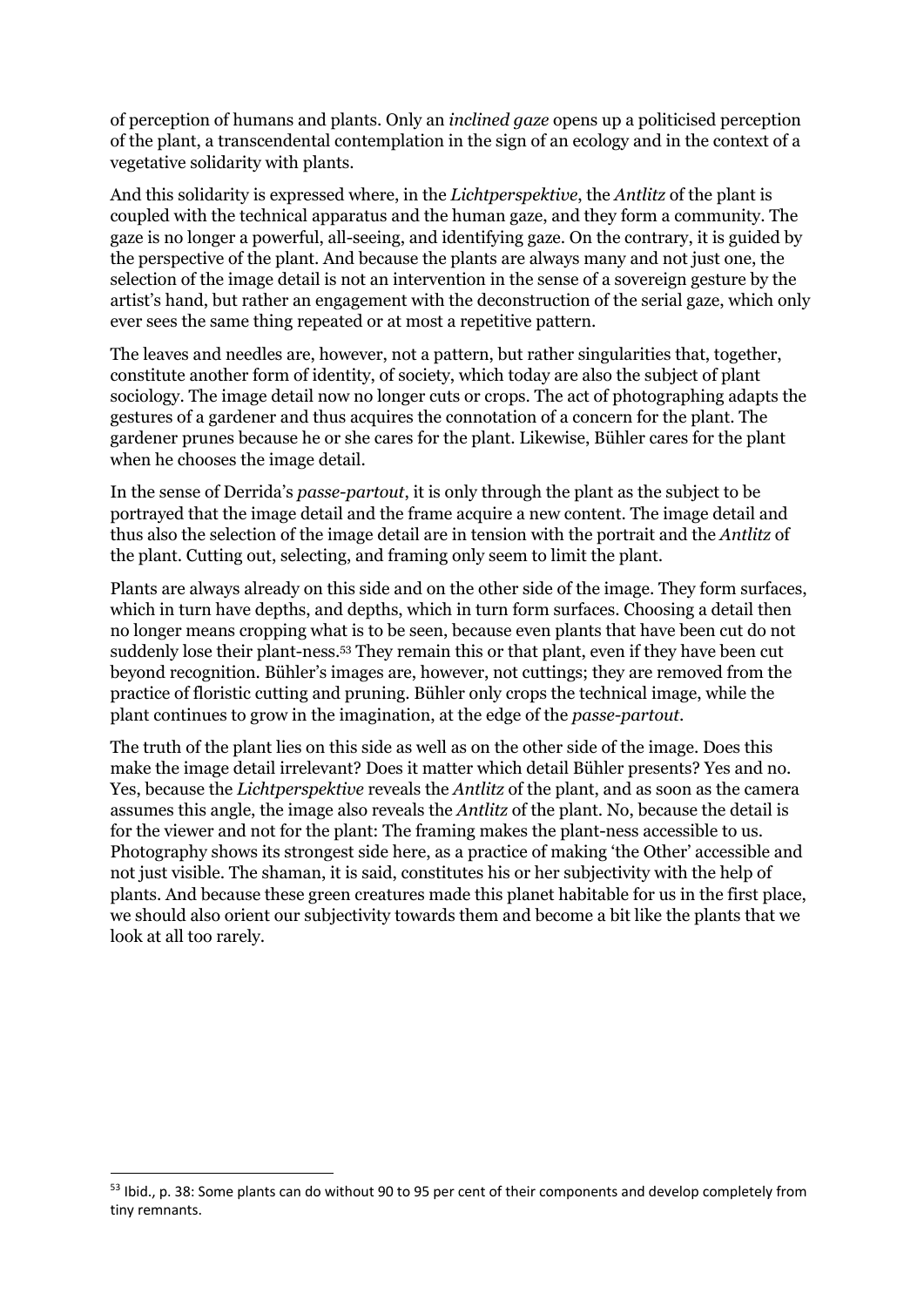of perception of humans and plants. Only an *inclined gaze* opens up a politicised perception of the plant, a transcendental contemplation in the sign of an ecology and in the context of a vegetative solidarity with plants.

And this solidarity is expressed where, in the *Lichtperspektive*, the *Antlitz* of the plant is coupled with the technical apparatus and the human gaze, and they form a community. The gaze is no longer a powerful, all-seeing, and identifying gaze. On the contrary, it is guided by the perspective of the plant. And because the plants are always many and not just one, the selection of the image detail is not an intervention in the sense of a sovereign gesture by the artist's hand, but rather an engagement with the deconstruction of the serial gaze, which only ever sees the same thing repeated or at most a repetitive pattern.

The leaves and needles are, however, not a pattern, but rather singularities that, together, constitute another form of identity, of society, which today are also the subject of plant sociology. The image detail now no longer cuts or crops. The act of photographing adapts the gestures of a gardener and thus acquires the connotation of a concern for the plant. The gardener prunes because he or she cares for the plant. Likewise, Bühler cares for the plant when he chooses the image detail.

In the sense of Derrida's *passe-partout*, it is only through the plant as the subject to be portrayed that the image detail and the frame acquire a new content. The image detail and thus also the selection of the image detail are in tension with the portrait and the *Antlitz* of the plant. Cutting out, selecting, and framing only seem to limit the plant.

Plants are always already on this side and on the other side of the image. They form surfaces, which in turn have depths, and depths, which in turn form surfaces. Choosing a detail then no longer means cropping what is to be seen, because even plants that have been cut do not suddenly lose their plant-ness.[53] They remain this or that plant, even if they have been cut beyond recognition. Bühler's images are, however, not cuttings; they are removed from the practice of floristic cutting and pruning. Bühler only crops the technical image, while the plant continues to grow in the imagination, at the edge of the *passe-partout*.

The truth of the plant lies on this side as well as on the other side of the image. Does this make the image detail irrelevant? Does it matter which detail Bühler presents? Yes and no. Yes, because the *Lichtperspektive* reveals the *Antlitz* of the plant, and as soon as the camera assumes this angle, the image also reveals the *Antlitz* of the plant. No, because the detail is for the viewer and not for the plant: The framing makes the plant-ness accessible to us. Photography shows its strongest side here, as a practice of making 'the Other' accessible and not just visible. The shaman, it is said, constitutes his or her subjectivity with the help of plants. And because these green creatures made this planet habitable for us in the first place, we should also orient our subjectivity towards them and become a bit like the plants that we look at all too rarely.

[53] Ibid., p. 38: Some plants can do without 90 to 95 per cent of their components and develop completely from tiny remnants.